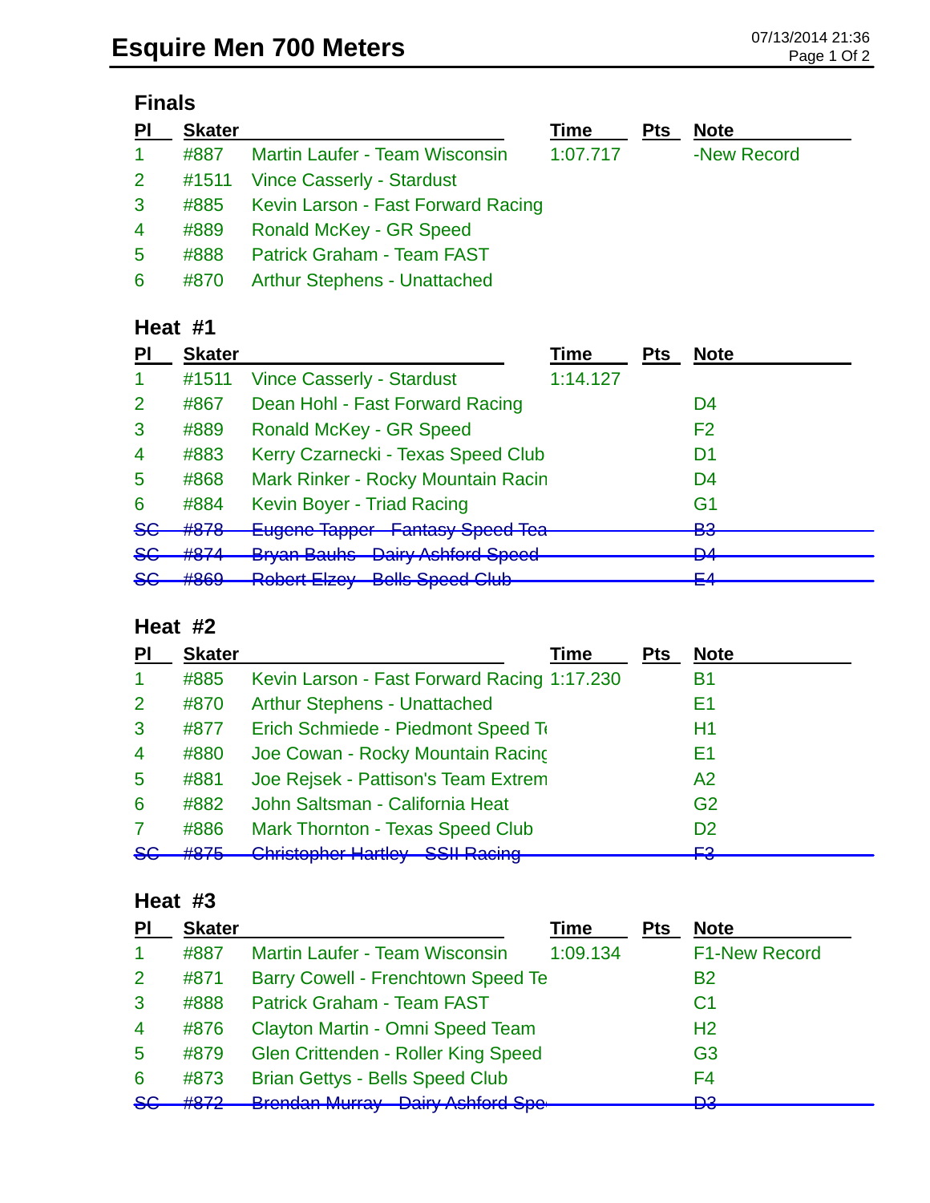# Esquire Men 700 Meters

07/13/2014 21:36

## Finals

| Pl | Skater | | Time | Pts | Note |
|---|---|---|---|---|---|
| 1 | #887 | Martin Laufer - Team Wisconsin | 1:07.717 | | -New Record |
| 2 | #1511 | Vince Casserly - Stardust | | | |
| 3 | #885 | Kevin Larson - Fast Forward Racing | | | |
| 4 | #889 | Ronald McKey - GR Speed | | | |
| 5 | #888 | Patrick Graham - Team FAST | | | |
| 6 | #870 | Arthur Stephens - Unattached | | | |

## Heat #1

| Pl | Skater | | Time | Pts | Note |
|---|---|---|---|---|---|
| 1 | #1511 | Vince Casserly - Stardust | 1:14.127 | | |
| 2 | #867 | Dean Hohl - Fast Forward Racing | | | D4 |
| 3 | #889 | Ronald McKey - GR Speed | | | F2 |
| 4 | #883 | Kerry Czarnecki - Texas Speed Club | | | D1 |
| 5 | #868 | Mark Rinker - Rocky Mountain Racin | | | D4 |
| 6 | #884 | Kevin Boyer - Triad Racing | | | G1 |
| ~~SC~~ | ~~#878~~ | ~~Eugene Tapper - Fantasy Speed Tea~~ | | | ~~B3~~ |
| ~~SC~~ | ~~#874~~ | ~~Bryan Bauhs - Dairy Ashford Speed~~ | | | ~~D4~~ |
| ~~SC~~ | ~~#869~~ | ~~Robert Elzey - Bells Speed Club~~ | | | ~~E4~~ |

## Heat #2

| Pl | Skater | | Time | Pts | Note |
|---|---|---|---|---|---|
| 1 | #885 | Kevin Larson - Fast Forward Racing | 1:17.230 | | B1 |
| 2 | #870 | Arthur Stephens - Unattached | | | E1 |
| 3 | #877 | Erich Schmiede - Piedmont Speed Te | | | H1 |
| 4 | #880 | Joe Cowan - Rocky Mountain Racing | | | E1 |
| 5 | #881 | Joe Rejsek - Pattison's Team Extrem | | | A2 |
| 6 | #882 | John Saltsman - California Heat | | | G2 |
| 7 | #886 | Mark Thornton - Texas Speed Club | | | D2 |
| ~~SC~~ | ~~#875~~ | ~~Christopher Hartley - SSII Racing~~ | | | ~~F3~~ |

## Heat #3

| Pl | Skater | | Time | Pts | Note |
|---|---|---|---|---|---|
| 1 | #887 | Martin Laufer - Team Wisconsin | 1:09.134 | | F1-New Record |
| 2 | #871 | Barry Cowell - Frenchtown Speed Te | | | B2 |
| 3 | #888 | Patrick Graham - Team FAST | | | C1 |
| 4 | #876 | Clayton Martin - Omni Speed Team | | | H2 |
| 5 | #879 | Glen Crittenden - Roller King Speed | | | G3 |
| 6 | #873 | Brian Gettys - Bells Speed Club | | | F4 |
| ~~SC~~ | ~~#872~~ | ~~Brendan Murray - Dairy Ashford Spe~~ | | | ~~D3~~ |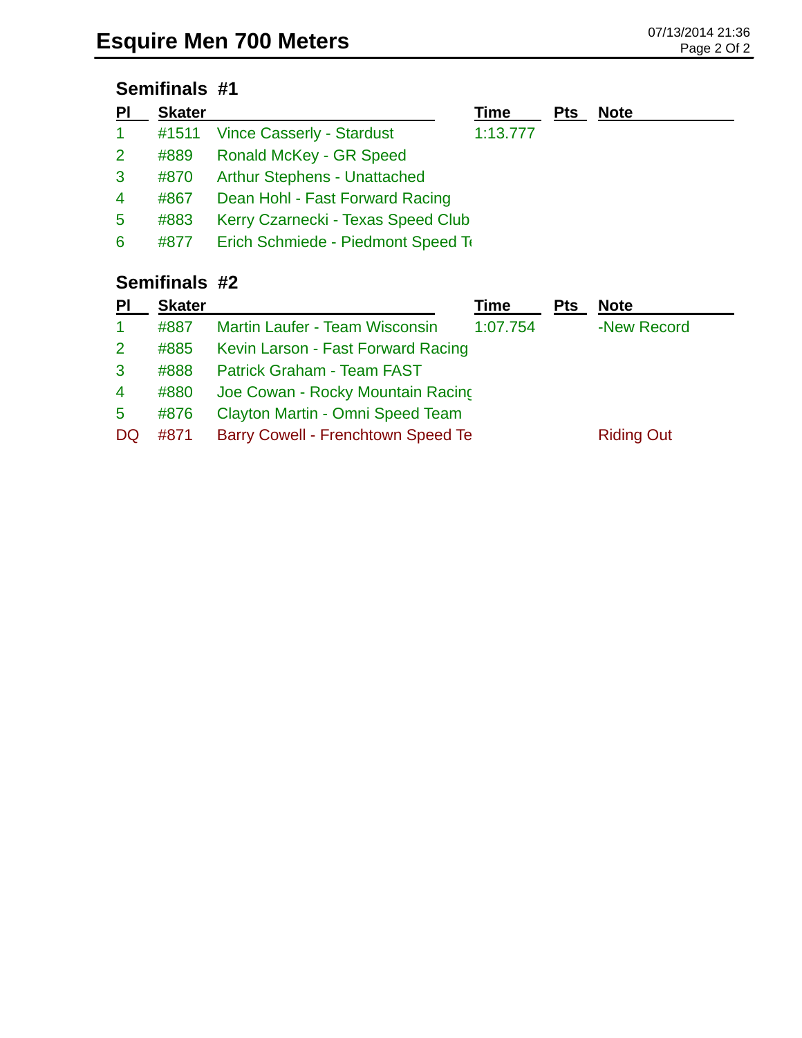# Esquire Men 700 Meters

## Semifinals #1

| Pl | Skater | | Time | Pts | Note |
|---|---|---|---|---|---|
| 1 | #1511 | Vince Casserly - Stardust | 1:13.777 | | |
| 2 | #889 | Ronald McKey - GR Speed | | | |
| 3 | #870 | Arthur Stephens - Unattached | | | |
| 4 | #867 | Dean Hohl - Fast Forward Racing | | | |
| 5 | #883 | Kerry Czarnecki - Texas Speed Club | | | |
| 6 | #877 | Erich Schmiede - Piedmont Speed Te | | | |

## Semifinals #2

| Pl | Skater | | Time | Pts | Note |
|---|---|---|---|---|---|
| 1 | #887 | Martin Laufer - Team Wisconsin | 1:07.754 | | -New Record |
| 2 | #885 | Kevin Larson - Fast Forward Racing | | | |
| 3 | #888 | Patrick Graham - Team FAST | | | |
| 4 | #880 | Joe Cowan - Rocky Mountain Racing | | | |
| 5 | #876 | Clayton Martin - Omni Speed Team | | | |
| DQ | #871 | Barry Cowell - Frenchtown Speed Te | | | Riding Out |